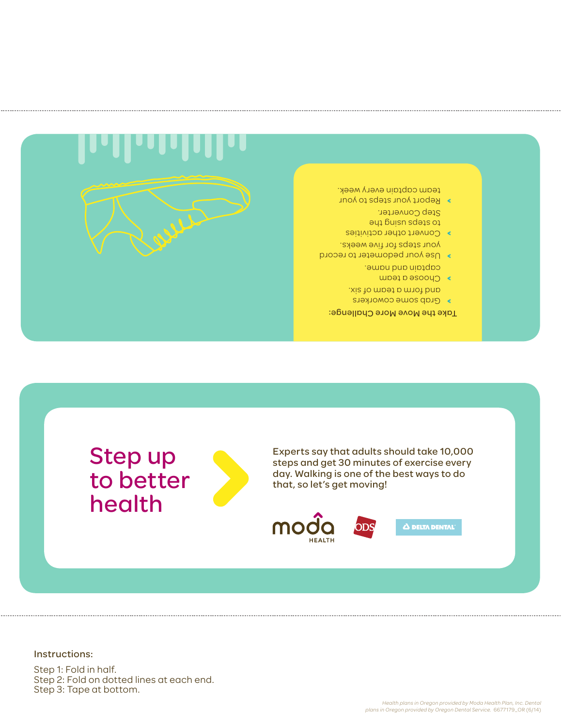## Take the Move More Challenge:

- Grab some coworkers and form a team of six.
- Choose a team captain and name.
- Use your pedometer to record your steps for five weeks.
- Convert other activities to steps using the Step Converter.
- Report your steps to your team captain every week.

# Step up to better health

Experts say that adults should take 10,000 steps and get 30 minutes of exercise every day. Walking is one of the best ways to do that, so let's get moving!

moda HEALTH ODS DELTA DENTAL

Instructions:

Step 1: Fold in half.
Step 2: Fold on dotted lines at each end.
Step 3: Tape at bottom.

*Health plans in Oregon provided by Moda Health Plan, Inc. Dental plans in Oregon provided by Oregon Dental Service.* 6677179_OR (6/14)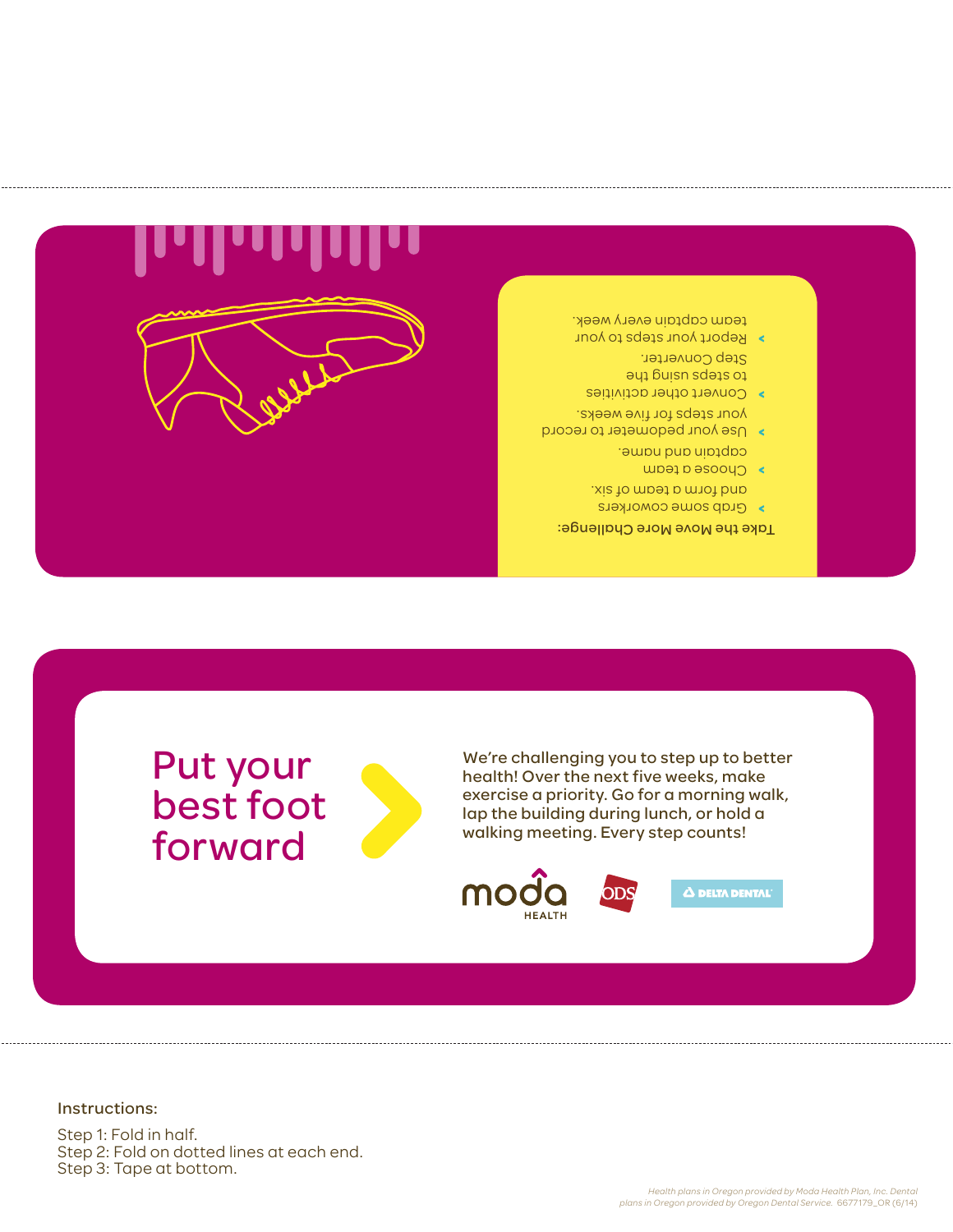Take the Move More Challenge:

- Grab some coworkers and form a team of six.
- Choose a team captain and name.
- Use your pedometer to record your steps for five weeks.
- Convert other activities to steps using the Step Converter.
- Report your steps to your team captain every week.

# Put your best foot forward

We're challenging you to step up to better health! Over the next five weeks, make exercise a priority. Go for a morning walk, lap the building during lunch, or hold a walking meeting. Every step counts!

moda HEALTH

ODS

DELTA DENTAL

Instructions:

Step 1: Fold in half.
Step 2: Fold on dotted lines at each end.
Step 3: Tape at bottom.

*Health plans in Oregon provided by Moda Health Plan, Inc. Dental plans in Oregon provided by Oregon Dental Service.* 6677179_OR (6/14)